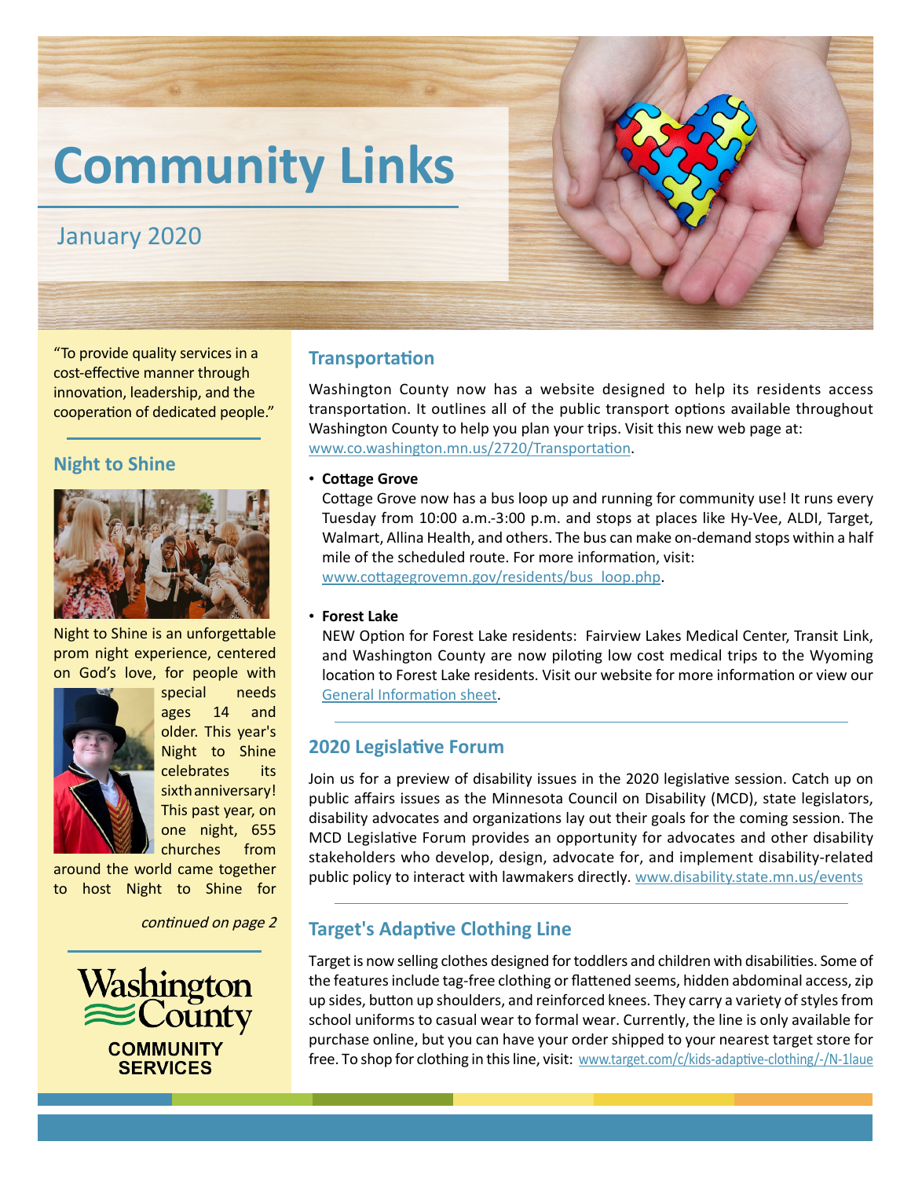# Community Links

January 2020

"To provide quality services in a cost-effective manner through innovation, leadership, and the cooperation of dedicated people."

## Night to Shine

Night to Shine is an unforgettable prom night experience, centered on God's love, for people with special needs ages 14 and older. This year's Night to Shine celebrates its sixth anniversary! This past year, on one night, 655 churches from around the world came together to host Night to Shine for

*continued on page 2*

Washington County
COMMUNITY SERVICES

## Transportation

Washington County now has a website designed to help its residents access transportation. It outlines all of the public transport options available throughout Washington County to help you plan your trips. Visit this new web page at: www.co.washington.mn.us/2720/Transportation.

- **Cottage Grove**
  Cottage Grove now has a bus loop up and running for community use! It runs every Tuesday from 10:00 a.m.-3:00 p.m. and stops at places like Hy-Vee, ALDI, Target, Walmart, Allina Health, and others. The bus can make on-demand stops within a half mile of the scheduled route. For more information, visit: www.cottagegrovemn.gov/residents/bus_loop.php.

- **Forest Lake**
  NEW Option for Forest Lake residents: Fairview Lakes Medical Center, Transit Link, and Washington County are now piloting low cost medical trips to the Wyoming location to Forest Lake residents. Visit our website for more information or view our General Information sheet.

## 2020 Legislative Forum

Join us for a preview of disability issues in the 2020 legislative session. Catch up on public affairs issues as the Minnesota Council on Disability (MCD), state legislators, disability advocates and organizations lay out their goals for the coming session. The MCD Legislative Forum provides an opportunity for advocates and other disability stakeholders who develop, design, advocate for, and implement disability-related public policy to interact with lawmakers directly. www.disability.state.mn.us/events

## Target's Adaptive Clothing Line

Target is now selling clothes designed for toddlers and children with disabilities. Some of the features include tag-free clothing or flattened seems, hidden abdominal access, zip up sides, button up shoulders, and reinforced knees. They carry a variety of styles from school uniforms to casual wear to formal wear. Currently, the line is only available for purchase online, but you can have your order shipped to your nearest target store for free. To shop for clothing in this line, visit: www.target.com/c/kids-adaptive-clothing/-/N-1laue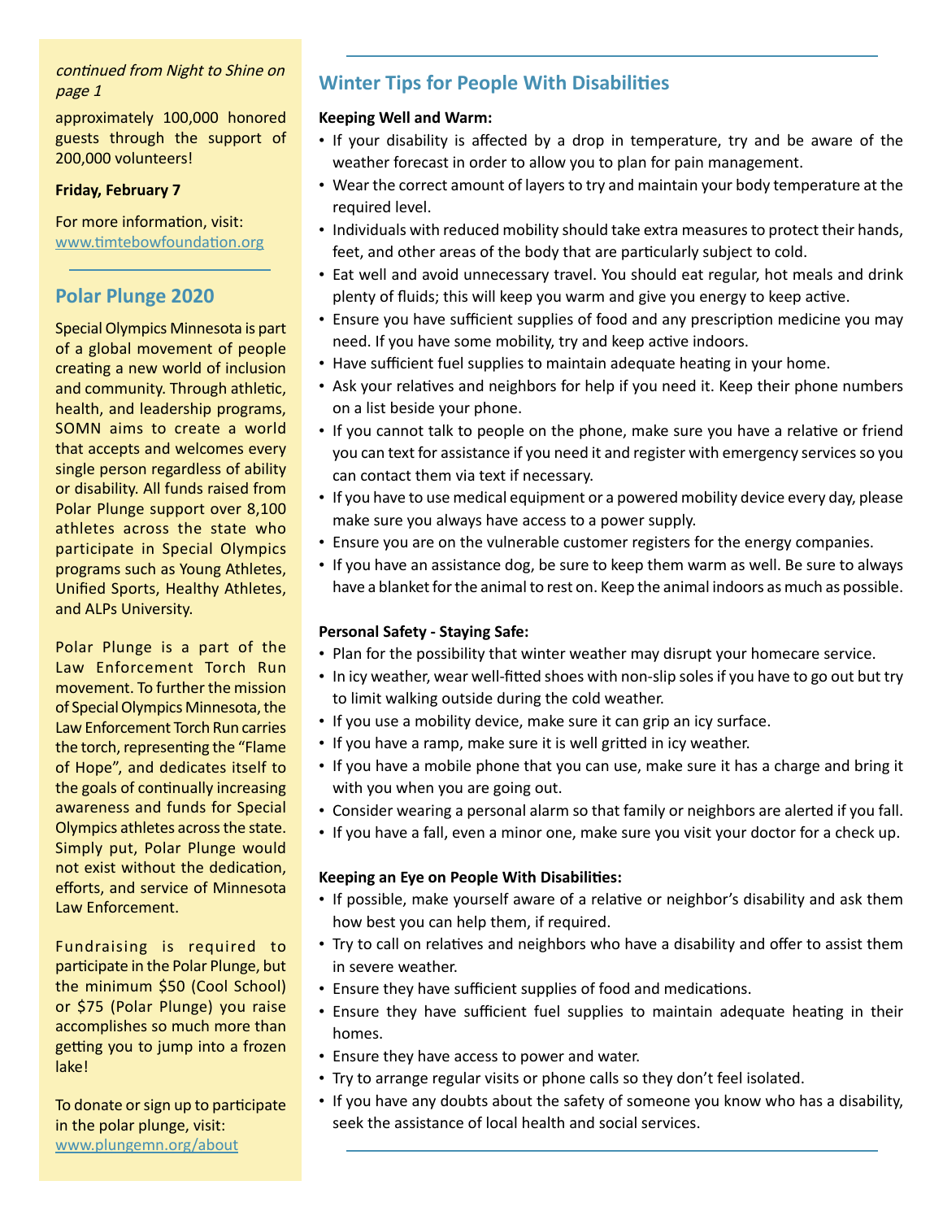*continued from Night to Shine on page 1*

approximately 100,000 honored guests through the support of 200,000 volunteers!

**Friday, February 7**

For more information, visit: www.timtebowfoundation.org

## Polar Plunge 2020

Special Olympics Minnesota is part of a global movement of people creating a new world of inclusion and community. Through athletic, health, and leadership programs, SOMN aims to create a world that accepts and welcomes every single person regardless of ability or disability. All funds raised from Polar Plunge support over 8,100 athletes across the state who participate in Special Olympics programs such as Young Athletes, Unified Sports, Healthy Athletes, and ALPs University.

Polar Plunge is a part of the Law Enforcement Torch Run movement. To further the mission of Special Olympics Minnesota, the Law Enforcement Torch Run carries the torch, representing the "Flame of Hope", and dedicates itself to the goals of continually increasing awareness and funds for Special Olympics athletes across the state. Simply put, Polar Plunge would not exist without the dedication, efforts, and service of Minnesota Law Enforcement.

Fundraising is required to participate in the Polar Plunge, but the minimum $50 (Cool School) or $75 (Polar Plunge) you raise accomplishes so much more than getting you to jump into a frozen lake!

To donate or sign up to participate in the polar plunge, visit: www.plungemn.org/about

## Winter Tips for People With Disabilities

**Keeping Well and Warm:**

- If your disability is affected by a drop in temperature, try and be aware of the weather forecast in order to allow you to plan for pain management.
- Wear the correct amount of layers to try and maintain your body temperature at the required level.
- Individuals with reduced mobility should take extra measures to protect their hands, feet, and other areas of the body that are particularly subject to cold.
- Eat well and avoid unnecessary travel. You should eat regular, hot meals and drink plenty of fluids; this will keep you warm and give you energy to keep active.
- Ensure you have sufficient supplies of food and any prescription medicine you may need. If you have some mobility, try and keep active indoors.
- Have sufficient fuel supplies to maintain adequate heating in your home.
- Ask your relatives and neighbors for help if you need it. Keep their phone numbers on a list beside your phone.
- If you cannot talk to people on the phone, make sure you have a relative or friend you can text for assistance if you need it and register with emergency services so you can contact them via text if necessary.
- If you have to use medical equipment or a powered mobility device every day, please make sure you always have access to a power supply.
- Ensure you are on the vulnerable customer registers for the energy companies.
- If you have an assistance dog, be sure to keep them warm as well. Be sure to always have a blanket for the animal to rest on. Keep the animal indoors as much as possible.

**Personal Safety - Staying Safe:**

- Plan for the possibility that winter weather may disrupt your homecare service.
- In icy weather, wear well-fitted shoes with non-slip soles if you have to go out but try to limit walking outside during the cold weather.
- If you use a mobility device, make sure it can grip an icy surface.
- If you have a ramp, make sure it is well gritted in icy weather.
- If you have a mobile phone that you can use, make sure it has a charge and bring it with you when you are going out.
- Consider wearing a personal alarm so that family or neighbors are alerted if you fall.
- If you have a fall, even a minor one, make sure you visit your doctor for a check up.

**Keeping an Eye on People With Disabilities:**

- If possible, make yourself aware of a relative or neighbor's disability and ask them how best you can help them, if required.
- Try to call on relatives and neighbors who have a disability and offer to assist them in severe weather.
- Ensure they have sufficient supplies of food and medications.
- Ensure they have sufficient fuel supplies to maintain adequate heating in their homes.
- Ensure they have access to power and water.
- Try to arrange regular visits or phone calls so they don't feel isolated.
- If you have any doubts about the safety of someone you know who has a disability, seek the assistance of local health and social services.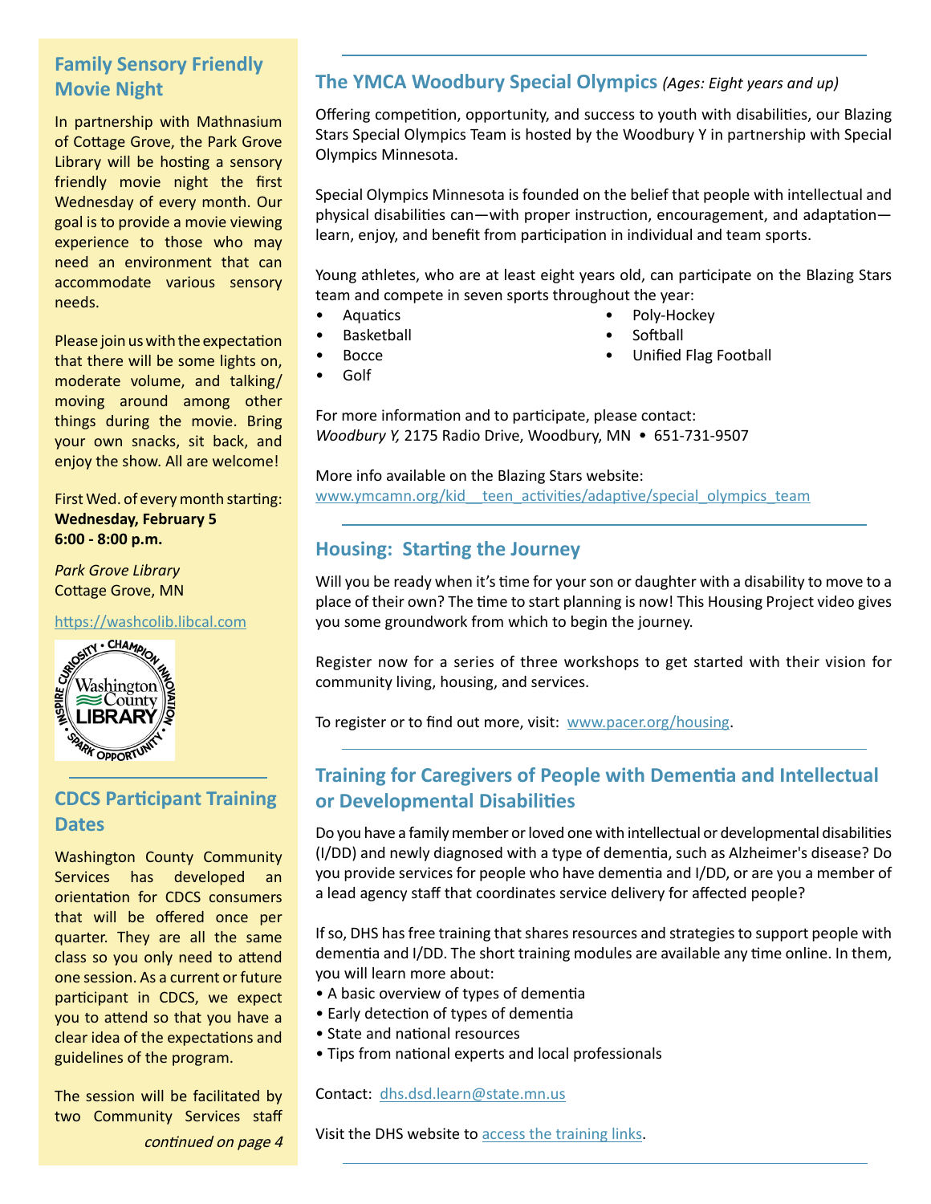## Family Sensory Friendly Movie Night

In partnership with Mathnasium of Cottage Grove, the Park Grove Library will be hosting a sensory friendly movie night the first Wednesday of every month. Our goal is to provide a movie viewing experience to those who may need an environment that can accommodate various sensory needs.

Please join us with the expectation that there will be some lights on, moderate volume, and talking/ moving around among other things during the movie. Bring your own snacks, sit back, and enjoy the show. All are welcome!

First Wed. of every month starting:
**Wednesday, February 5**
**6:00 - 8:00 p.m.**

*Park Grove Library*
Cottage Grove, MN

https://washcolib.libcal.com

## CDCS Participant Training Dates

Washington County Community Services has developed an orientation for CDCS consumers that will be offered once per quarter. They are all the same class so you only need to attend one session. As a current or future participant in CDCS, we expect you to attend so that you have a clear idea of the expectations and guidelines of the program.

The session will be facilitated by two Community Services staff

*continued on page 4*

## The YMCA Woodbury Special Olympics *(Ages: Eight years and up)*

Offering competition, opportunity, and success to youth with disabilities, our Blazing Stars Special Olympics Team is hosted by the Woodbury Y in partnership with Special Olympics Minnesota.

Special Olympics Minnesota is founded on the belief that people with intellectual and physical disabilities can—with proper instruction, encouragement, and adaptation—learn, enjoy, and benefit from participation in individual and team sports.

Young athletes, who are at least eight years old, can participate on the Blazing Stars team and compete in seven sports throughout the year:

- Aquatics
- Basketball
- Bocce
- Golf
- Poly-Hockey
- Softball
- Unified Flag Football

For more information and to participate, please contact:
*Woodbury Y,* 2175 Radio Drive, Woodbury, MN • 651-731-9507

More info available on the Blazing Stars website:
www.ymcamn.org/kid__teen_activities/adaptive/special_olympics_team

## Housing: Starting the Journey

Will you be ready when it's time for your son or daughter with a disability to move to a place of their own? The time to start planning is now! This Housing Project video gives you some groundwork from which to begin the journey.

Register now for a series of three workshops to get started with their vision for community living, housing, and services.

To register or to find out more, visit: www.pacer.org/housing.

## Training for Caregivers of People with Dementia and Intellectual or Developmental Disabilities

Do you have a family member or loved one with intellectual or developmental disabilities (I/DD) and newly diagnosed with a type of dementia, such as Alzheimer's disease? Do you provide services for people who have dementia and I/DD, or are you a member of a lead agency staff that coordinates service delivery for affected people?

If so, DHS has free training that shares resources and strategies to support people with dementia and I/DD. The short training modules are available any time online. In them, you will learn more about:

- A basic overview of types of dementia
- Early detection of types of dementia
- State and national resources
- Tips from national experts and local professionals

Contact: dhs.dsd.learn@state.mn.us

Visit the DHS website to access the training links.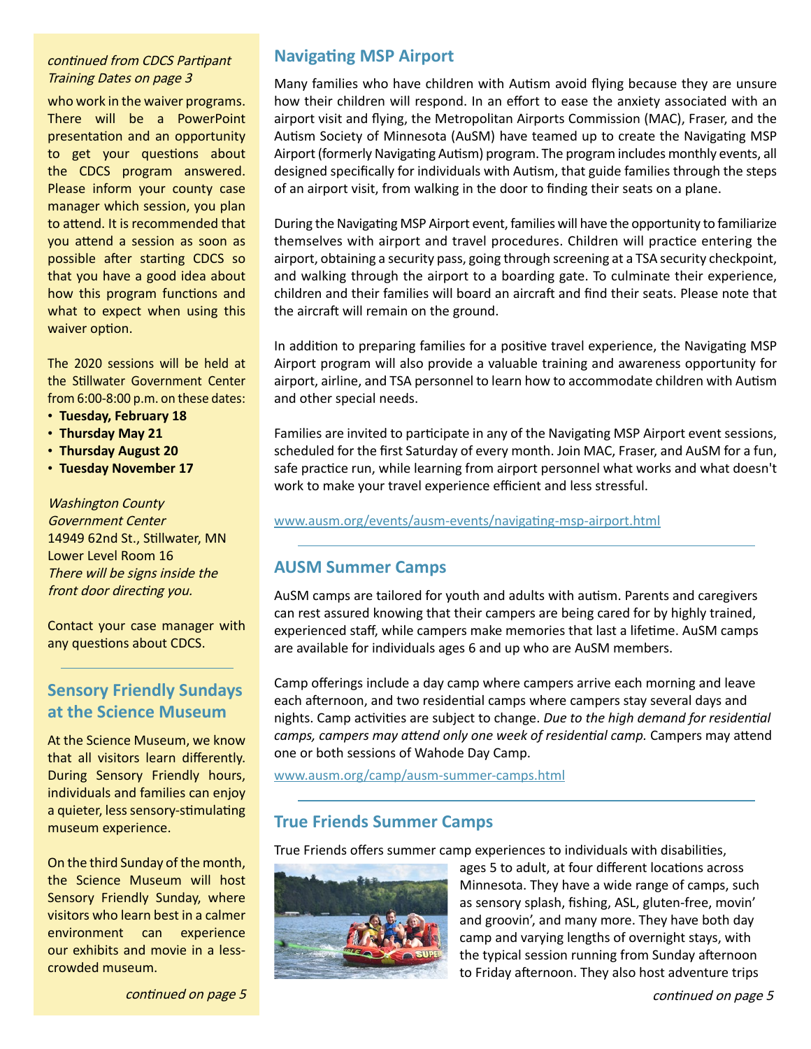*continued from CDCS Partipant Training Dates on page 3*

who work in the waiver programs. There will be a PowerPoint presentation and an opportunity to get your questions about the CDCS program answered. Please inform your county case manager which session, you plan to attend. It is recommended that you attend a session as soon as possible after starting CDCS so that you have a good idea about how this program functions and what to expect when using this waiver option.

The 2020 sessions will be held at the Stillwater Government Center from 6:00-8:00 p.m. on these dates:

- **Tuesday, February 18**
- **Thursday May 21**
- **Thursday August 20**
- **Tuesday November 17**

*Washington County Government Center*
14949 62nd St., Stillwater, MN
Lower Level Room 16
*There will be signs inside the front door directing you.*

Contact your case manager with any questions about CDCS.

## Sensory Friendly Sundays at the Science Museum

At the Science Museum, we know that all visitors learn differently. During Sensory Friendly hours, individuals and families can enjoy a quieter, less sensory-stimulating museum experience.

On the third Sunday of the month, the Science Museum will host Sensory Friendly Sunday, where visitors who learn best in a calmer environment can experience our exhibits and movie in a less-crowded museum.

*continued on page 5*

## Navigating MSP Airport

Many families who have children with Autism avoid flying because they are unsure how their children will respond. In an effort to ease the anxiety associated with an airport visit and flying, the Metropolitan Airports Commission (MAC), Fraser, and the Autism Society of Minnesota (AuSM) have teamed up to create the Navigating MSP Airport (formerly Navigating Autism) program. The program includes monthly events, all designed specifically for individuals with Autism, that guide families through the steps of an airport visit, from walking in the door to finding their seats on a plane.

During the Navigating MSP Airport event, families will have the opportunity to familiarize themselves with airport and travel procedures. Children will practice entering the airport, obtaining a security pass, going through screening at a TSA security checkpoint, and walking through the airport to a boarding gate. To culminate their experience, children and their families will board an aircraft and find their seats. Please note that the aircraft will remain on the ground.

In addition to preparing families for a positive travel experience, the Navigating MSP Airport program will also provide a valuable training and awareness opportunity for airport, airline, and TSA personnel to learn how to accommodate children with Autism and other special needs.

Families are invited to participate in any of the Navigating MSP Airport event sessions, scheduled for the first Saturday of every month. Join MAC, Fraser, and AuSM for a fun, safe practice run, while learning from airport personnel what works and what doesn't work to make your travel experience efficient and less stressful.

www.ausm.org/events/ausm-events/navigating-msp-airport.html

## AUSM Summer Camps

AuSM camps are tailored for youth and adults with autism. Parents and caregivers can rest assured knowing that their campers are being cared for by highly trained, experienced staff, while campers make memories that last a lifetime. AuSM camps are available for individuals ages 6 and up who are AuSM members.

Camp offerings include a day camp where campers arrive each morning and leave each afternoon, and two residential camps where campers stay several days and nights. Camp activities are subject to change. *Due to the high demand for residential camps, campers may attend only one week of residential camp.* Campers may attend one or both sessions of Wahode Day Camp.

www.ausm.org/camp/ausm-summer-camps.html

## True Friends Summer Camps

True Friends offers summer camp experiences to individuals with disabilities, ages 5 to adult, at four different locations across Minnesota. They have a wide range of camps, such as sensory splash, fishing, ASL, gluten-free, movin' and groovin', and many more. They have both day camp and varying lengths of overnight stays, with the typical session running from Sunday afternoon to Friday afternoon. They also host adventure trips

*continued on page 5*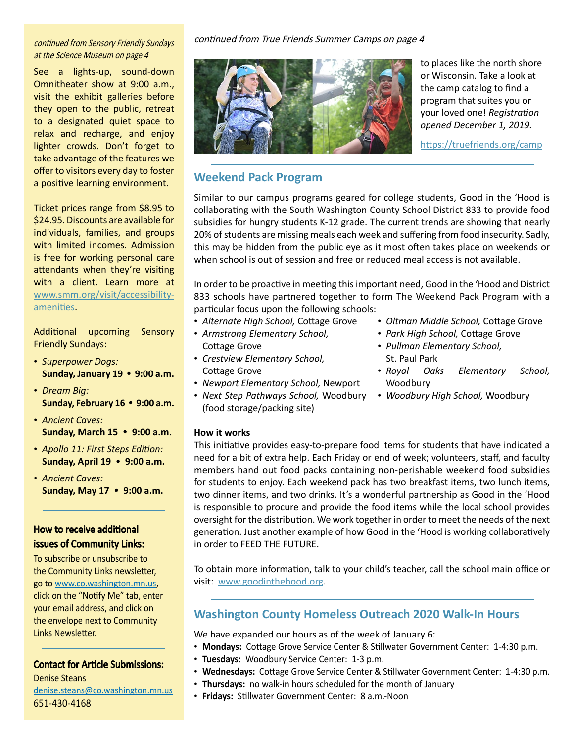*continued from Sensory Friendly Sundays at the Science Museum on page 4*

See a lights-up, sound-down Omnitheater show at 9:00 a.m., visit the exhibit galleries before they open to the public, retreat to a designated quiet space to relax and recharge, and enjoy lighter crowds. Don't forget to take advantage of the features we offer to visitors every day to foster a positive learning environment.

Ticket prices range from $8.95 to $24.95. Discounts are available for individuals, families, and groups with limited incomes. Admission is free for working personal care attendants when they're visiting with a client. Learn more at www.smm.org/visit/accessibility-amenities.

Additional upcoming Sensory Friendly Sundays:

- *Superpower Dogs:* **Sunday, January 19 • 9:00 a.m.**
- *Dream Big:* **Sunday, February 16 • 9:00 a.m.**
- *Ancient Caves:* **Sunday, March 15 • 9:00 a.m.**
- *Apollo 11: First Steps Edition:* **Sunday, April 19 • 9:00 a.m.**
- *Ancient Caves:* **Sunday, May 17 • 9:00 a.m.**

### How to receive additional issues of Community Links:

To subscribe or unsubscribe to the Community Links newsletter, go to www.co.washington.mn.us, click on the "Notify Me" tab, enter your email address, and click on the envelope next to Community Links Newsletter.

### Contact for Article Submissions:

Denise Steans
denise.steans@co.washington.mn.us
651-430-4168

*continued from True Friends Summer Camps on page 4*

to places like the north shore or Wisconsin. Take a look at the camp catalog to find a program that suites you or your loved one! *Registration opened December 1, 2019.*

https://truefriends.org/camp

## Weekend Pack Program

Similar to our campus programs geared for college students, Good in the 'Hood is collaborating with the South Washington County School District 833 to provide food subsidies for hungry students K-12 grade. The current trends are showing that nearly 20% of students are missing meals each week and suffering from food insecurity. Sadly, this may be hidden from the public eye as it most often takes place on weekends or when school is out of session and free or reduced meal access is not available.

In order to be proactive in meeting this important need, Good in the 'Hood and District 833 schools have partnered together to form The Weekend Pack Program with a particular focus upon the following schools:

- *Alternate High School,* Cottage Grove
- *Armstrong Elementary School,* Cottage Grove
- *Crestview Elementary School,* Cottage Grove
- *Newport Elementary School,* Newport
- *Next Step Pathways School,* Woodbury (food storage/packing site)
- *Oltman Middle School,* Cottage Grove
- *Park High School,* Cottage Grove
- *Pullman Elementary School,* St. Paul Park
- *Royal Oaks Elementary School,* Woodbury
- *Woodbury High School,* Woodbury

**How it works**

This initiative provides easy-to-prepare food items for students that have indicated a need for a bit of extra help. Each Friday or end of week; volunteers, staff, and faculty members hand out food packs containing non-perishable weekend food subsidies for students to enjoy. Each weekend pack has two breakfast items, two lunch items, two dinner items, and two drinks. It's a wonderful partnership as Good in the 'Hood is responsible to procure and provide the food items while the local school provides oversight for the distribution. We work together in order to meet the needs of the next generation. Just another example of how Good in the 'Hood is working collaboratively in order to FEED THE FUTURE.

To obtain more information, talk to your child's teacher, call the school main office or visit: www.goodinthehood.org.

## Washington County Homeless Outreach 2020 Walk-In Hours

We have expanded our hours as of the week of January 6:

- **Mondays:** Cottage Grove Service Center & Stillwater Government Center: 1-4:30 p.m.
- **Tuesdays:** Woodbury Service Center: 1-3 p.m.
- **Wednesdays:** Cottage Grove Service Center & Stillwater Government Center: 1-4:30 p.m.
- **Thursdays:** no walk-in hours scheduled for the month of January
- **Fridays:** Stillwater Government Center: 8 a.m.-Noon